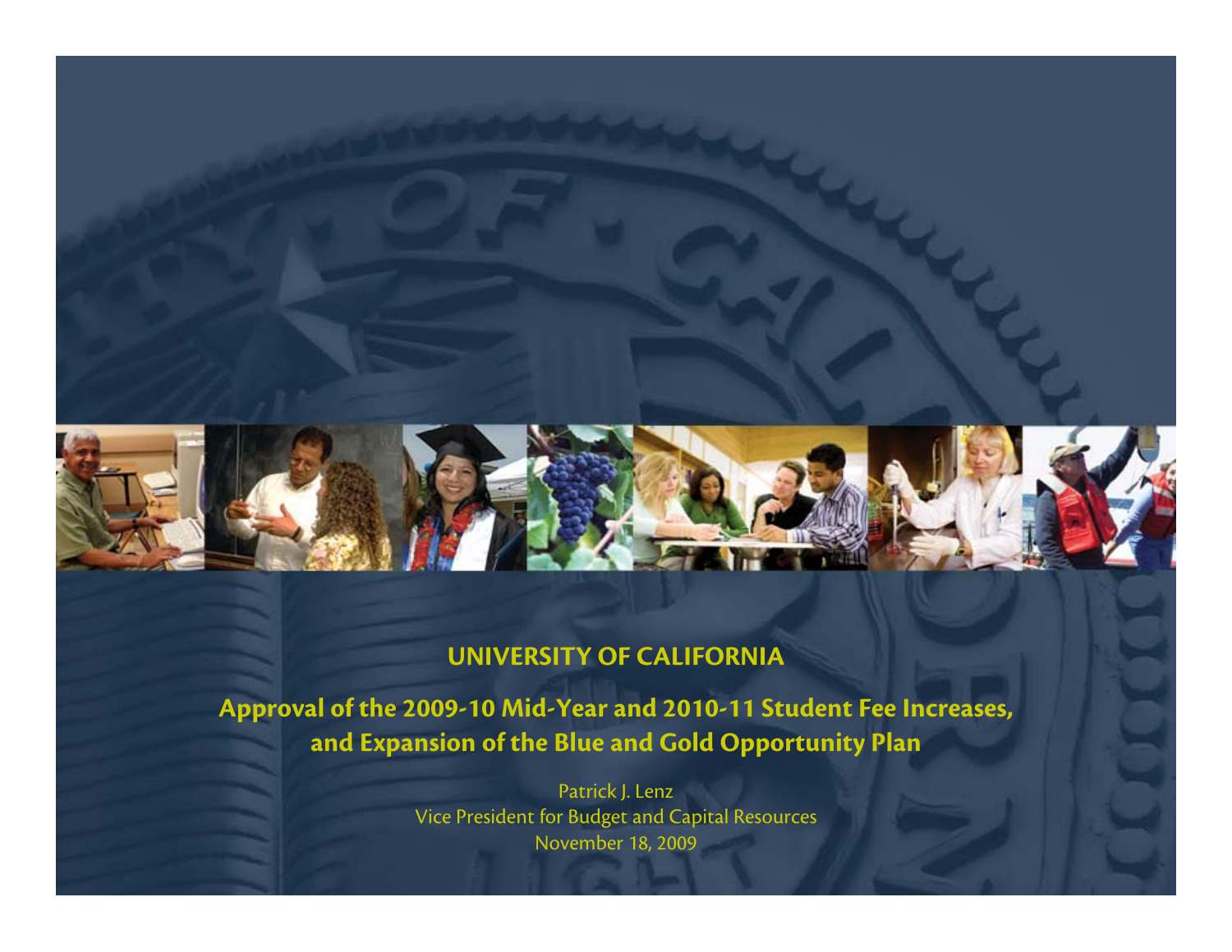# UNIVERSITY OF CALIFORNIA

## Approval of the 2009-10 Mid-Year and 2010-11 Student Fee Increases, and Expansion of the Blue and Gold Opportunity Plan

Patrick J. Lenz
Vice President for Budget and Capital Resources
November 18, 2009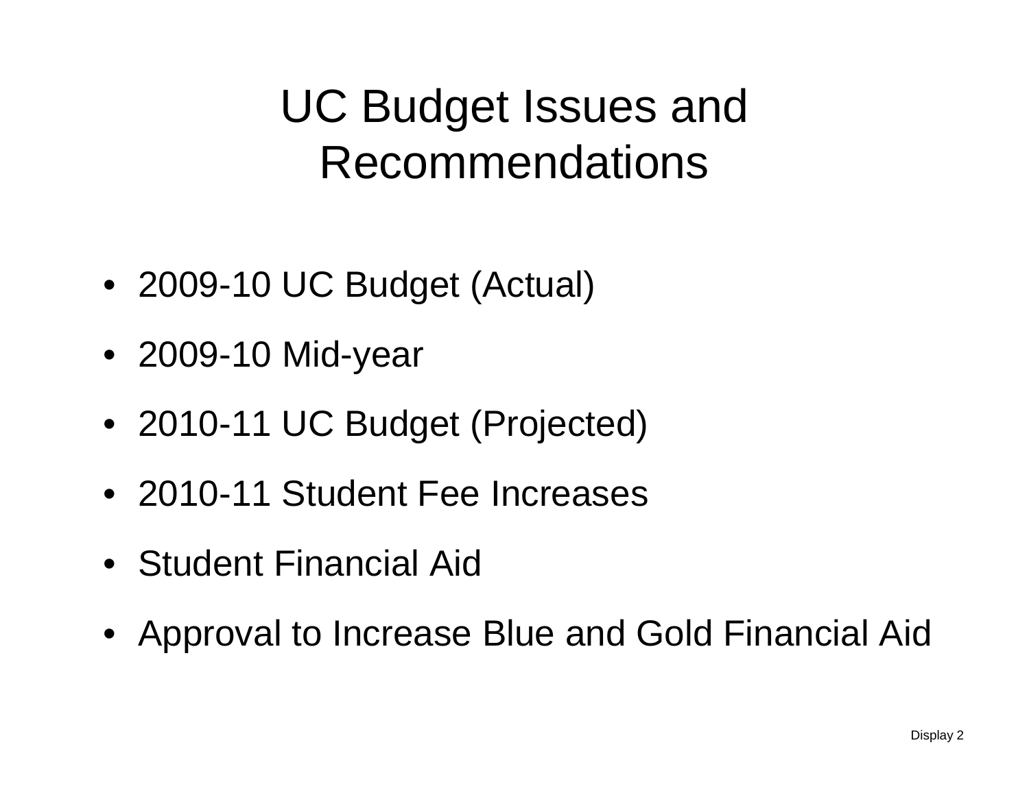# UC Budget Issues and Recommendations

- 2009-10 UC Budget (Actual)
- 2009-10 Mid-year
- 2010-11 UC Budget (Projected)
- 2010-11 Student Fee Increases
- Student Financial Aid
- Approval to Increase Blue and Gold Financial Aid

Display 2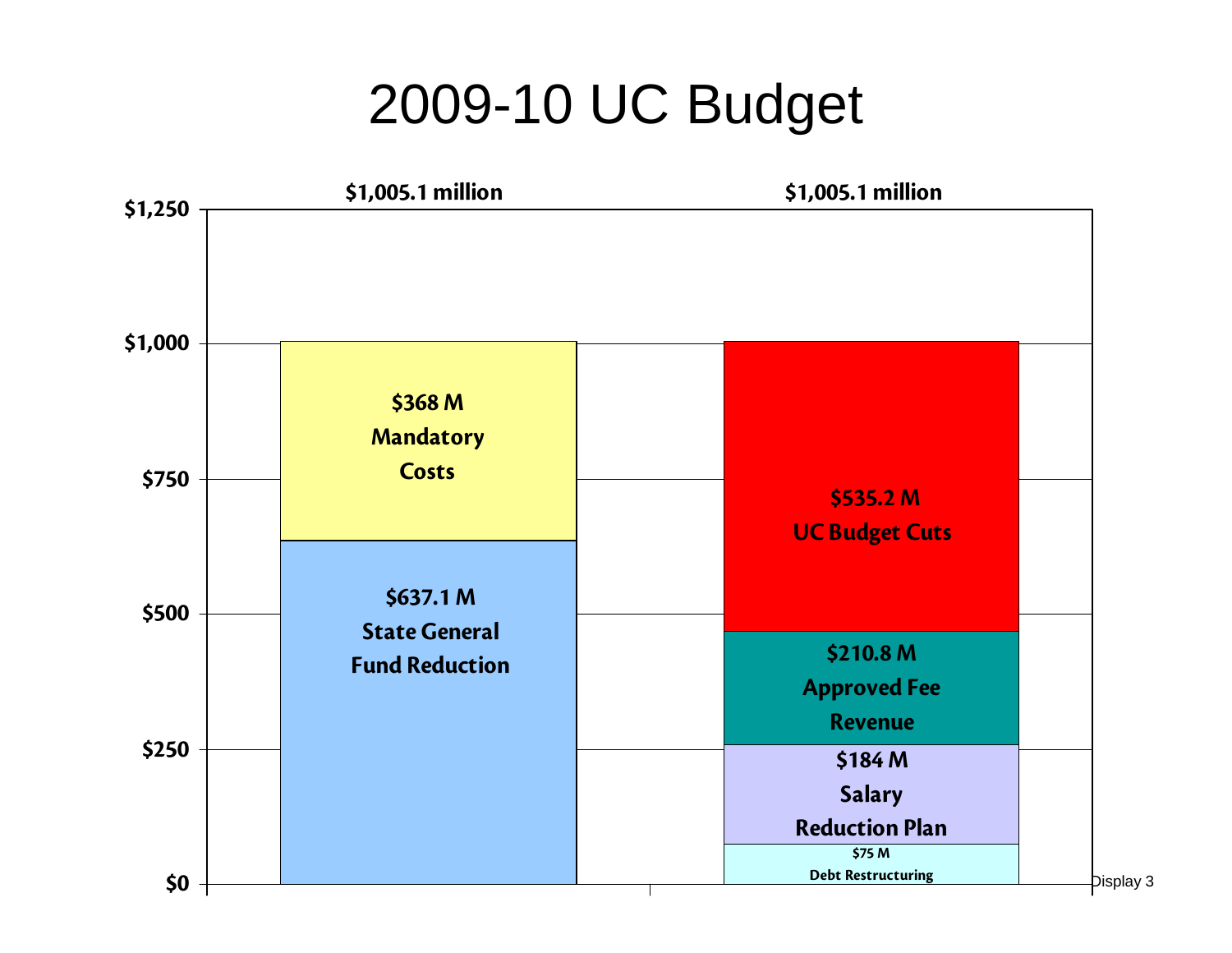# 2009-10 UC Budget

$1,005.1 million

$1,005.1 million

$1,250

$1,000

$750

$500

$250

$0

$368 M
Mandatory
Costs

$637.1 M
State General
Fund Reduction

$535.2 M
UC Budget Cuts

$210.8 M
Approved Fee
Revenue

$184 M
Salary
Reduction Plan

$75 M
Debt Restructuring

Display 3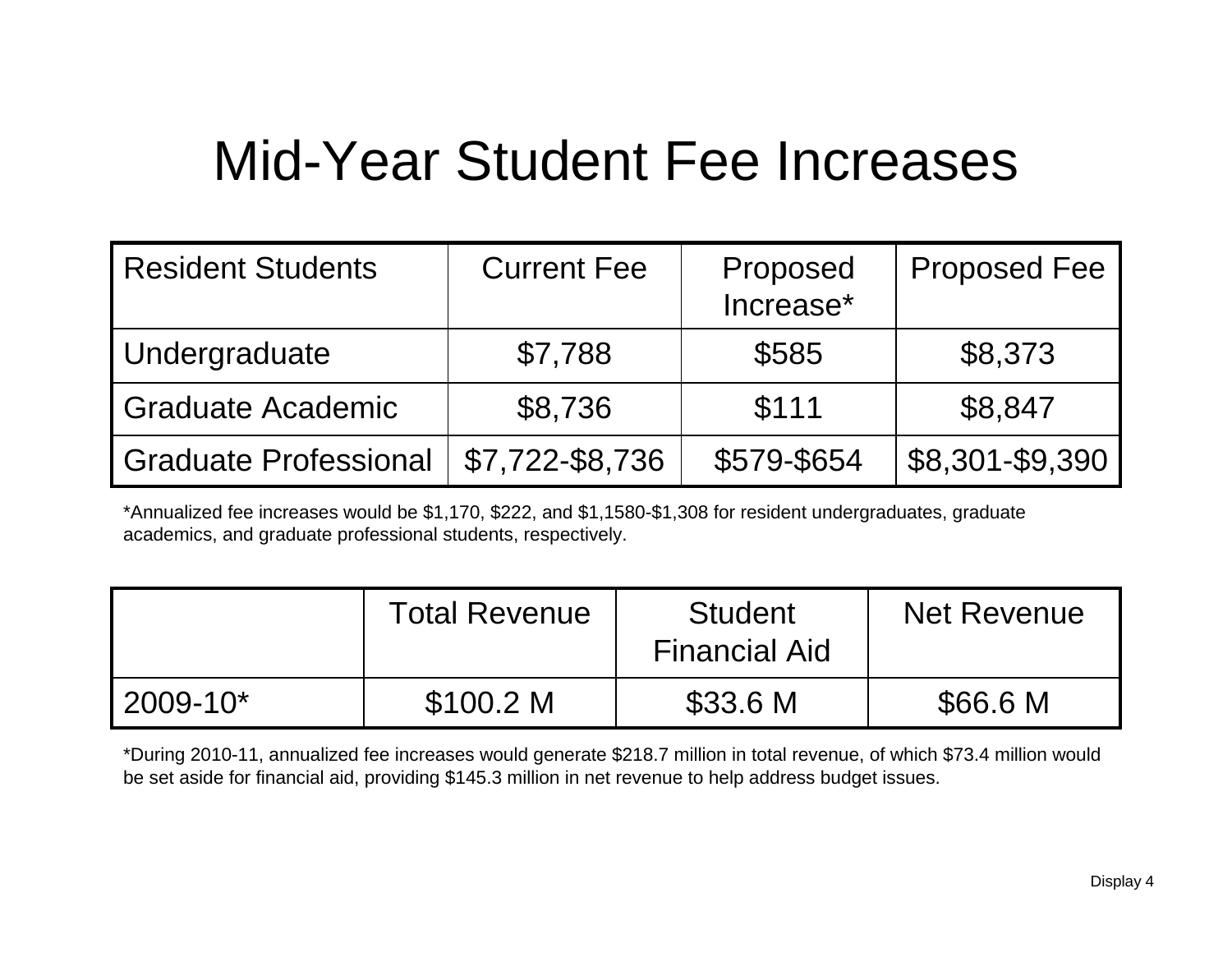# Mid-Year Student Fee Increases

| Resident Students | Current Fee | Proposed Increase* | Proposed Fee |
|---|---|---|---|
| Undergraduate | $7,788 | $585 | $8,373 |
| Graduate Academic | $8,736 | $111 | $8,847 |
| Graduate Professional | $7,722-$8,736 | $579-$654 | $8,301-$9,390 |

*Annualized fee increases would be $1,170, $222, and $1,1580-$1,308 for resident undergraduates, graduate academics, and graduate professional students, respectively.

| | Total Revenue | Student Financial Aid | Net Revenue |
|---|---|---|---|
| 2009-10* | $100.2 M | $33.6 M | $66.6 M |

*During 2010-11, annualized fee increases would generate $218.7 million in total revenue, of which $73.4 million would be set aside for financial aid, providing $145.3 million in net revenue to help address budget issues.

Display 4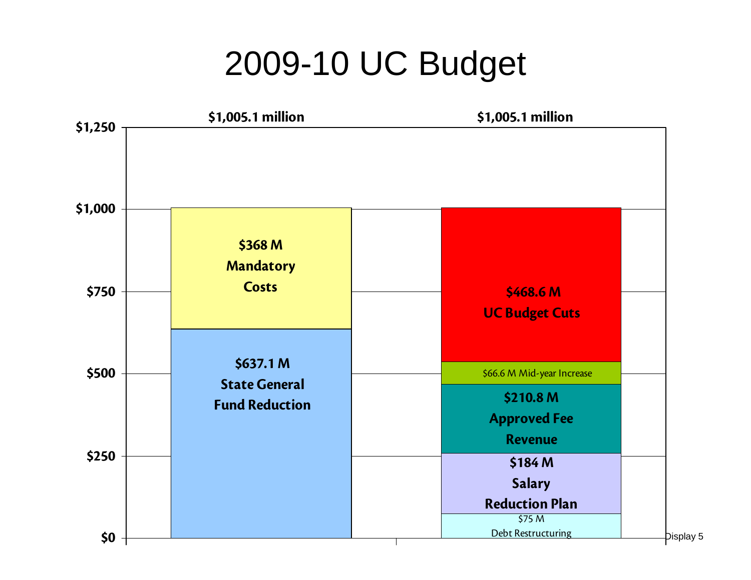# 2009-10 UC Budget

$1,005.1 million

$1,005.1 million

$1,250

$1,000

$750

$500

$250

$0

$368 M
Mandatory
Costs

$637.1 M
State General
Fund Reduction

$468.6 M
UC Budget Cuts

$66.6 M Mid-year Increase

$210.8 M
Approved Fee
Revenue

$184 M
Salary
Reduction Plan

$75 M
Debt Restructuring

Display 5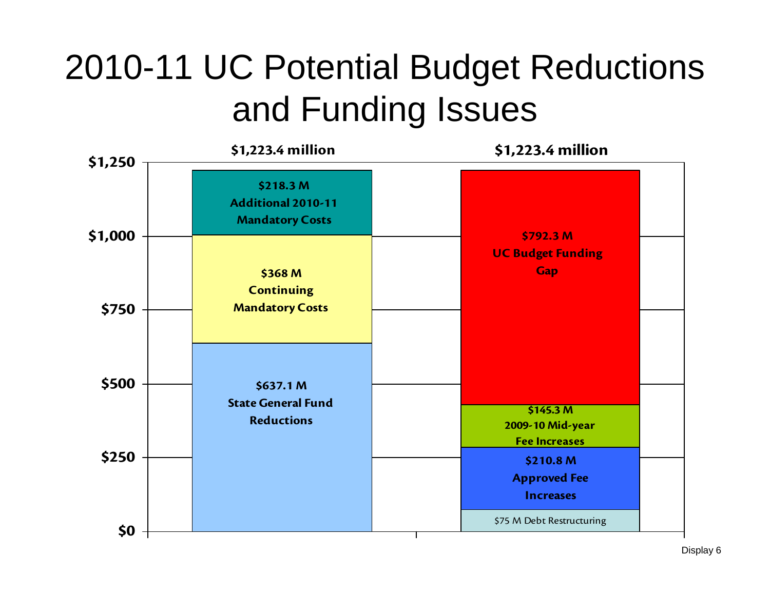# 2010-11 UC Potential Budget Reductions and Funding Issues

$1,223.4 million

$1,223.4 million

$1,250

$1,000

$750

$500

$250

$0

$218.3 M
Additional 2010-11
Mandatory Costs

$368 M
Continuing
Mandatory Costs

$637.1 M
State General Fund
Reductions

$792.3 M
UC Budget Funding
Gap

$145.3 M
2009-10 Mid-year
Fee Increases

$210.8 M
Approved Fee
Increases

$75 M Debt Restructuring

Display 6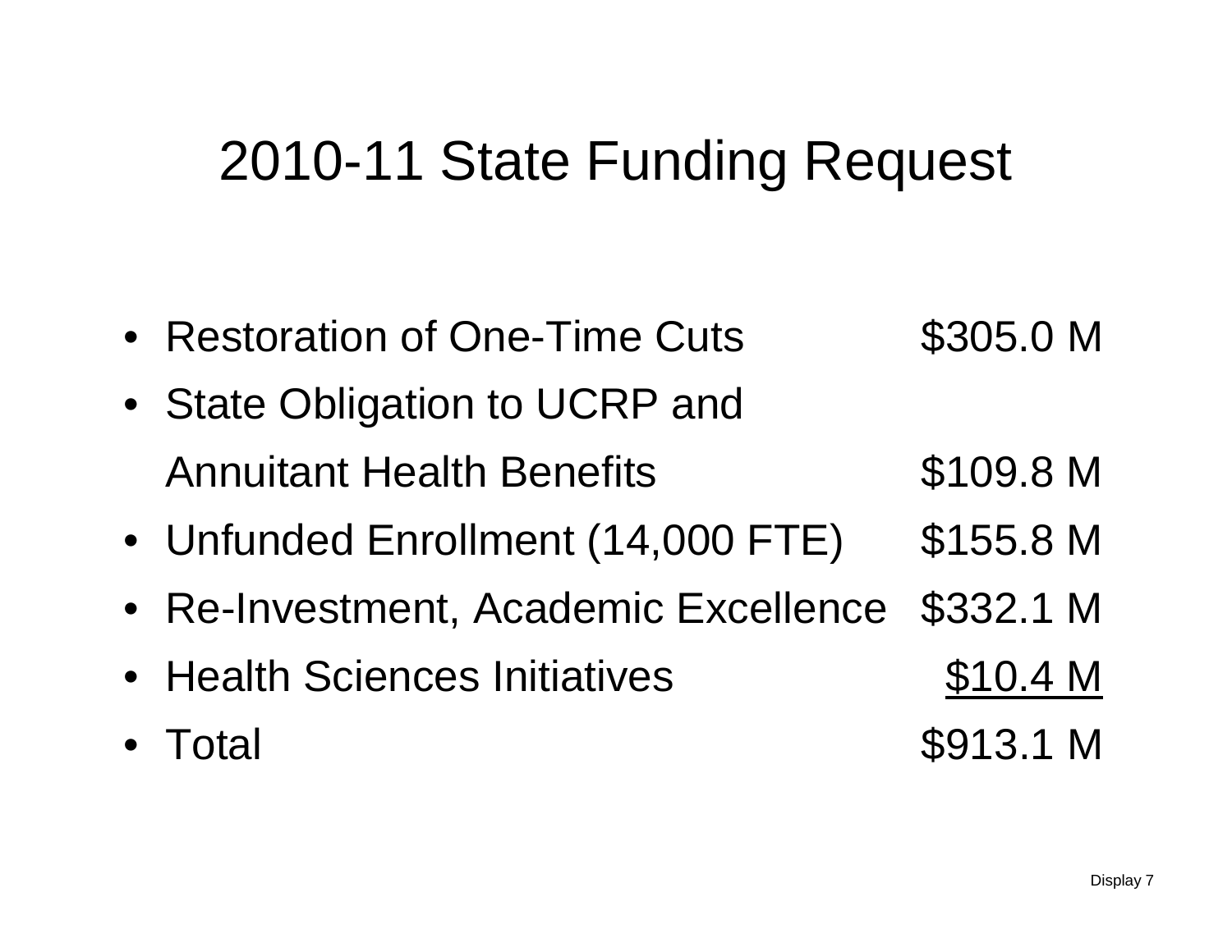# 2010-11 State Funding Request

| | |
|---|---|
| • Restoration of One-Time Cuts | $305.0 M |
| • State Obligation to UCRP and Annuitant Health Benefits | $109.8 M |
| • Unfunded Enrollment (14,000 FTE) | $155.8 M |
| • Re-Investment, Academic Excellence | $332.1 M |
| • Health Sciences Initiatives | $10.4 M |
| • Total | $913.1 M |

Display 7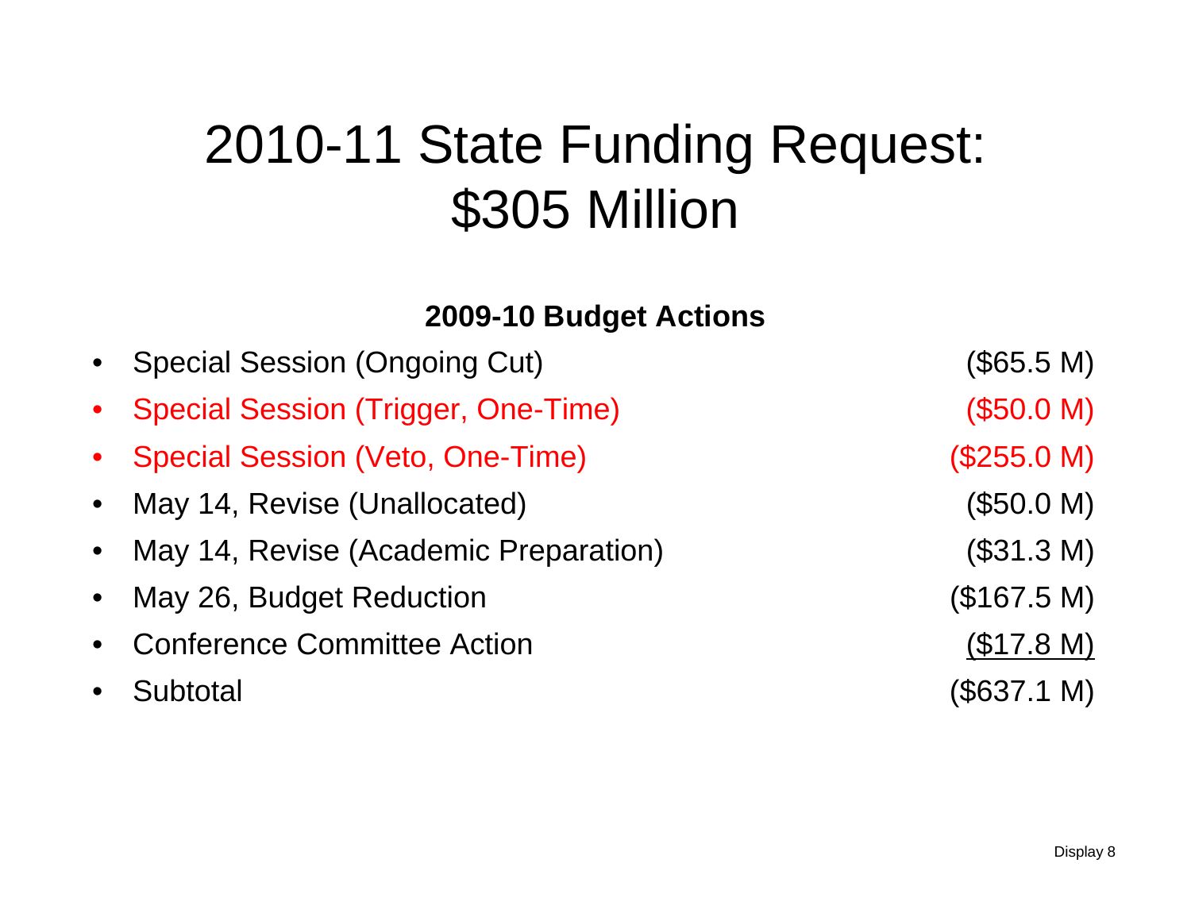# 2010-11 State Funding Request: $305 Million

**2009-10 Budget Actions**

| | |
|---|---|
| Special Session (Ongoing Cut) | ($65.5 M) |
| Special Session (Trigger, One-Time) | ($50.0 M) |
| Special Session (Veto, One-Time) | ($255.0 M) |
| May 14, Revise (Unallocated) | ($50.0 M) |
| May 14, Revise (Academic Preparation) | ($31.3 M) |
| May 26, Budget Reduction | ($167.5 M) |
| Conference Committee Action | ($17.8 M) |
| Subtotal | ($637.1 M) |

Display 8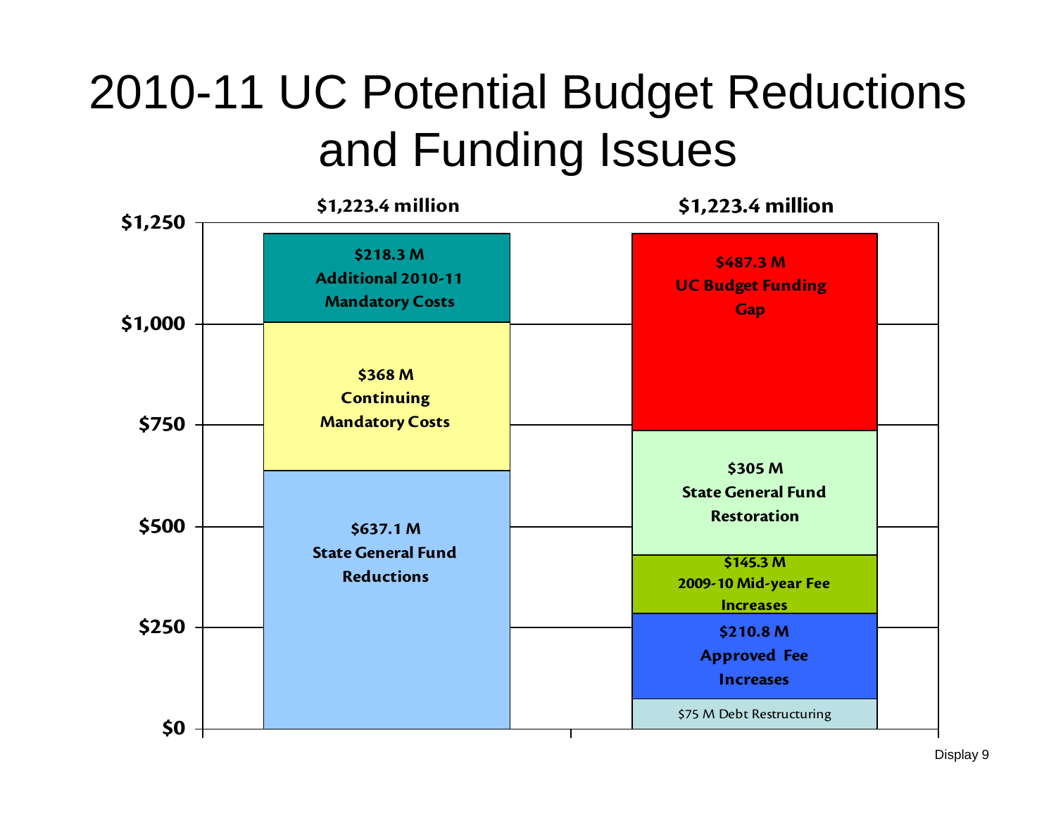# 2010-11 UC Potential Budget Reductions and Funding Issues

$1,223.4 million

$1,223.4 million

$1,250

$1,000

$750

$500

$250

$0

$218.3 M
Additional 2010-11
Mandatory Costs

$368 M
Continuing
Mandatory Costs

$637.1 M
State General Fund
Reductions

$487.3 M
UC Budget Funding
Gap

$305 M
State General Fund
Restoration

$145.3 M
2009-10 Mid-year Fee
Increases

$210.8 M
Approved Fee
Increases

$75 M Debt Restructuring

Display 9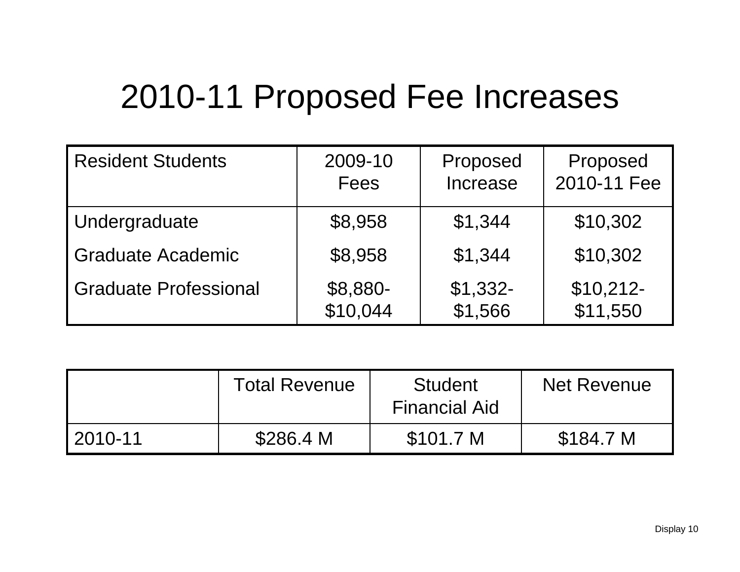# 2010-11 Proposed Fee Increases

| Resident Students | 2009-10 Fees | Proposed Increase | Proposed 2010-11 Fee |
|---|---|---|---|
| Undergraduate | $8,958 | $1,344 | $10,302 |
| Graduate Academic | $8,958 | $1,344 | $10,302 |
| Graduate Professional | $8,880-$10,044 | $1,332-$1,566 | $10,212-$11,550 |

| | Total Revenue | Student Financial Aid | Net Revenue |
|---|---|---|---|
| 2010-11 | $286.4 M | $101.7 M | $184.7 M |

Display 10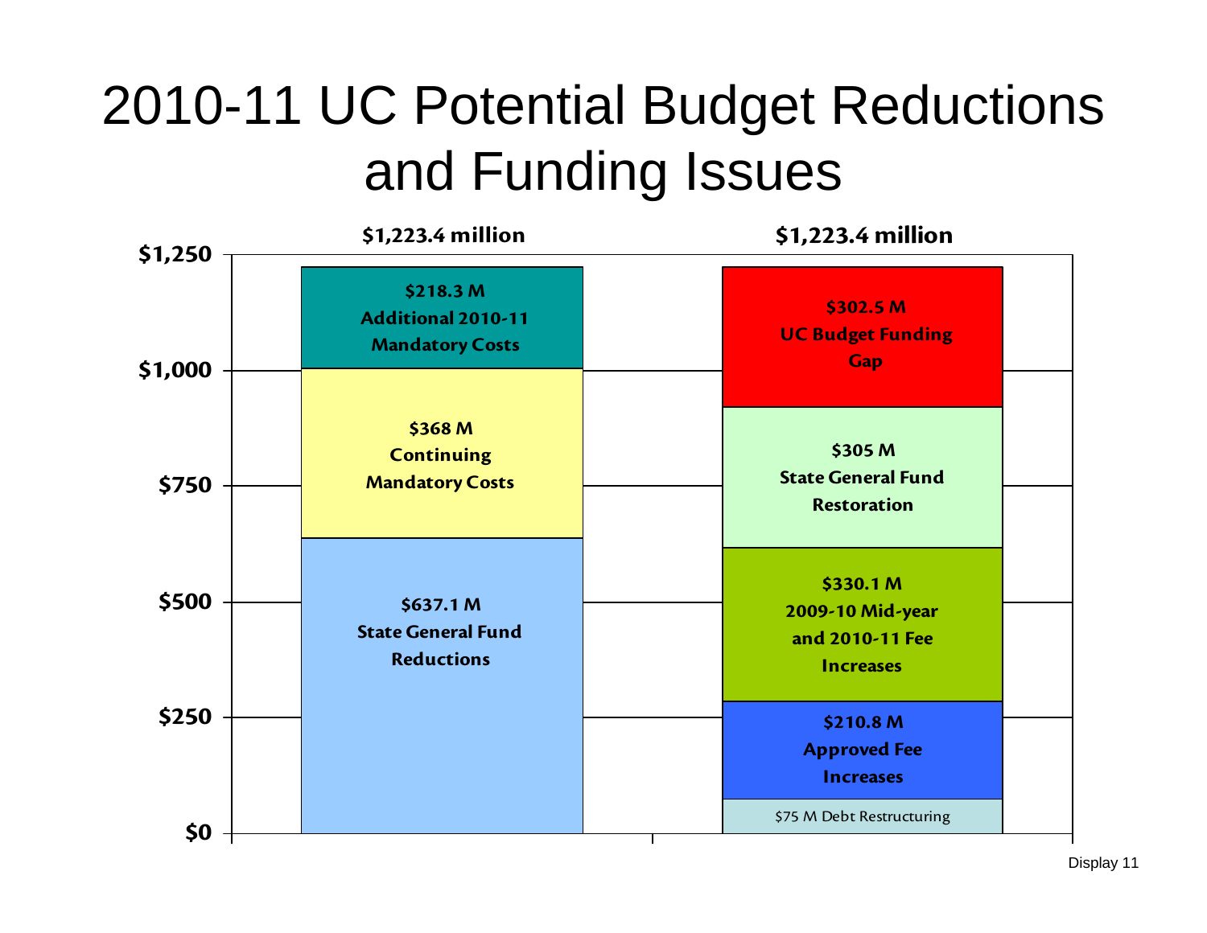# 2010-11 UC Potential Budget Reductions and Funding Issues

$1,223.4 million

$1,223.4 million

$1,250

$1,000

$750

$500

$250

$0

$218.3 M
Additional 2010-11
Mandatory Costs

$368 M
Continuing
Mandatory Costs

$637.1 M
State General Fund
Reductions

$302.5 M
UC Budget Funding
Gap

$305 M
State General Fund
Restoration

$330.1 M
2009-10 Mid-year
and 2010-11 Fee
Increases

$210.8 M
Approved Fee
Increases

$75 M Debt Restructuring

Display 11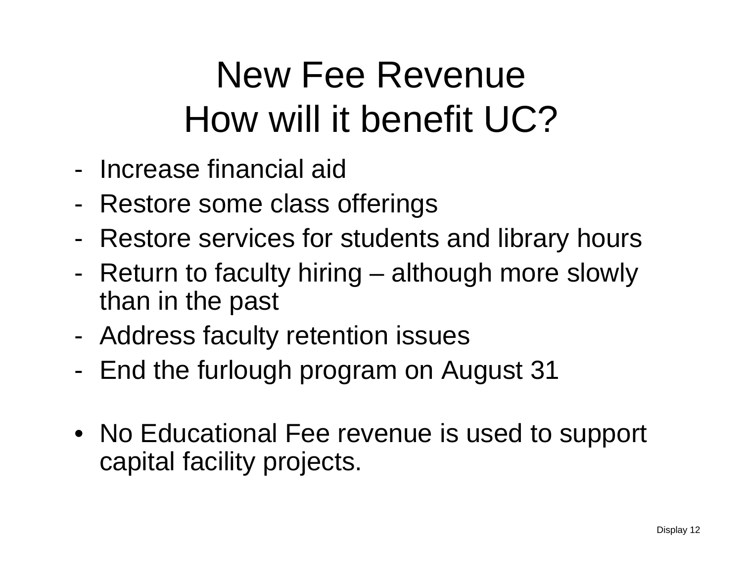# New Fee Revenue
# How will it benefit UC?

- Increase financial aid
- Restore some class offerings
- Restore services for students and library hours
- Return to faculty hiring – although more slowly than in the past
- Address faculty retention issues
- End the furlough program on August 31

- No Educational Fee revenue is used to support capital facility projects.

Display 12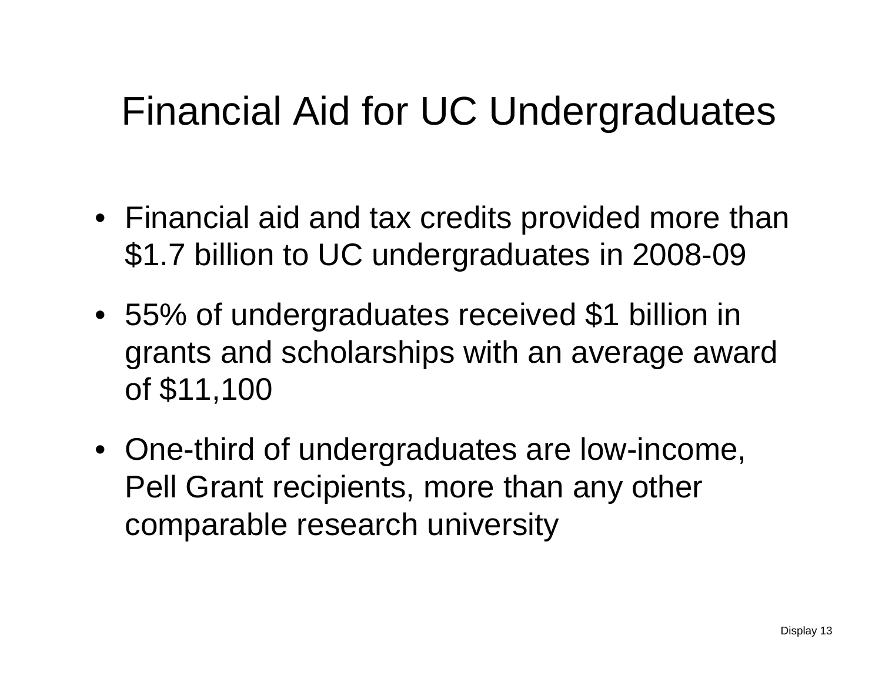# Financial Aid for UC Undergraduates

- Financial aid and tax credits provided more than $1.7 billion to UC undergraduates in 2008-09
- 55% of undergraduates received $1 billion in grants and scholarships with an average award of $11,100
- One-third of undergraduates are low-income, Pell Grant recipients, more than any other comparable research university

Display 13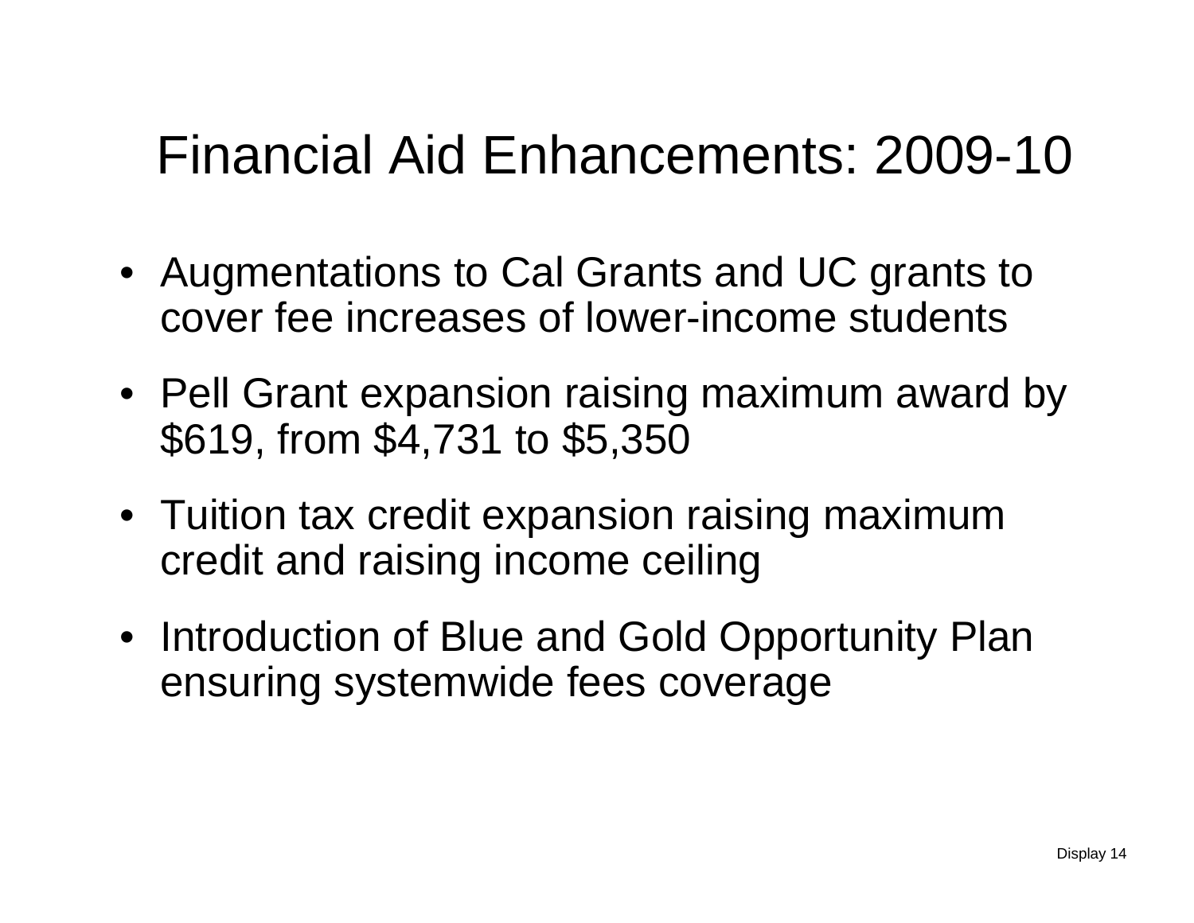# Financial Aid Enhancements: 2009-10

- Augmentations to Cal Grants and UC grants to cover fee increases of lower-income students
- Pell Grant expansion raising maximum award by $619, from $4,731 to $5,350
- Tuition tax credit expansion raising maximum credit and raising income ceiling
- Introduction of Blue and Gold Opportunity Plan ensuring systemwide fees coverage

Display 14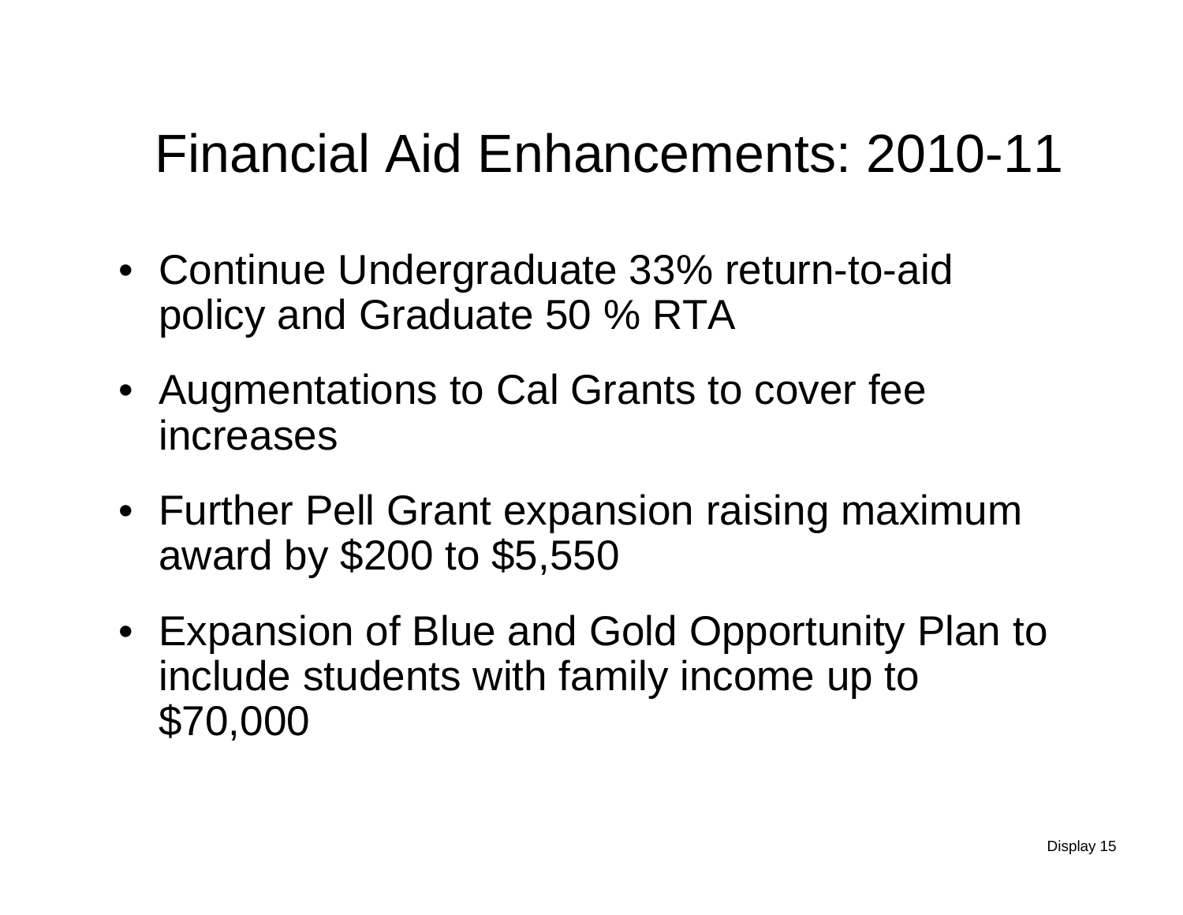# Financial Aid Enhancements: 2010-11

- Continue Undergraduate 33% return-to-aid policy and Graduate 50 % RTA
- Augmentations to Cal Grants to cover fee increases
- Further Pell Grant expansion raising maximum award by $200 to $5,550
- Expansion of Blue and Gold Opportunity Plan to include students with family income up to $70,000

Display 15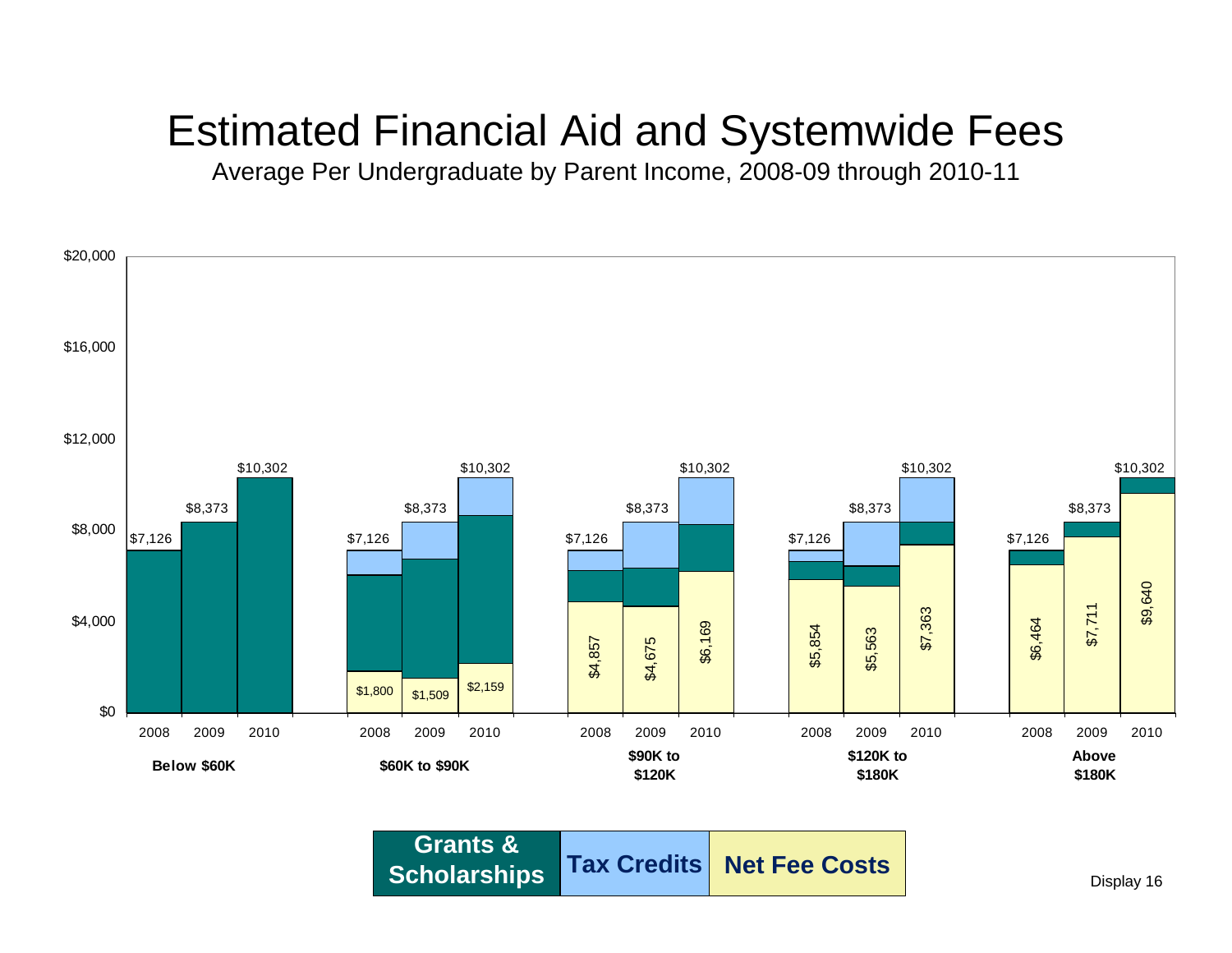# Estimated Financial Aid and Systemwide Fees

Average Per Undergraduate by Parent Income, 2008-09 through 2010-11

$20,000
$16,000
$12,000
$8,000
$4,000
$0

Below $60K: 2008 $7,126; 2009 $8,373; 2010 $10,302

$60K to $90K: 2008 $7,126, $1,800; 2009 $8,373, $1,509; 2010 $10,302, $2,159

$90K to $120K: 2008 $7,126, $4,857; 2009 $8,373, $4,675; 2010 $10,302, $6,169

$120K to $180K: 2008 $7,126, $5,854; 2009 $8,373, $5,563; 2010 $10,302, $7,363

Above $180K: 2008 $7,126, $6,464; 2009 $8,373, $7,711; 2010 $10,302, $9,640

Grants & Scholarships | Tax Credits | Net Fee Costs

Display 16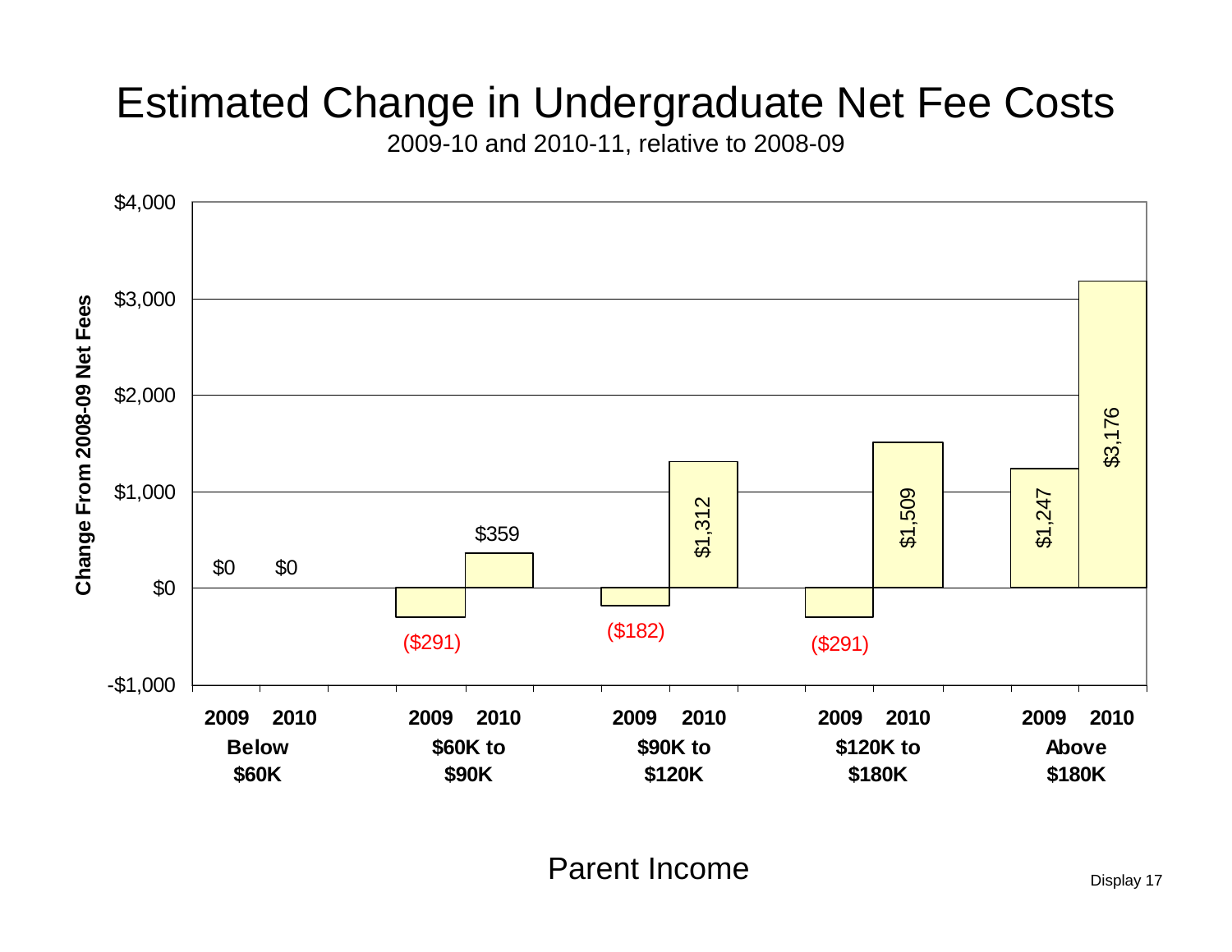# Estimated Change in Undergraduate Net Fee Costs

2009-10 and 2010-11, relative to 2008-09

Change From 2008-09 Net Fees

$4,000
$3,000
$2,000
$1,000
$0
-$1,000

$0
$0
($291)
$359
($182)
$1,312
($291)
$1,509
$1,247
$3,176

2009 2010
Below $60K

2009 2010
$60K to $90K

2009 2010
$90K to $120K

2009 2010
$120K to $180K

2009 2010
Above $180K

Parent Income

Display 17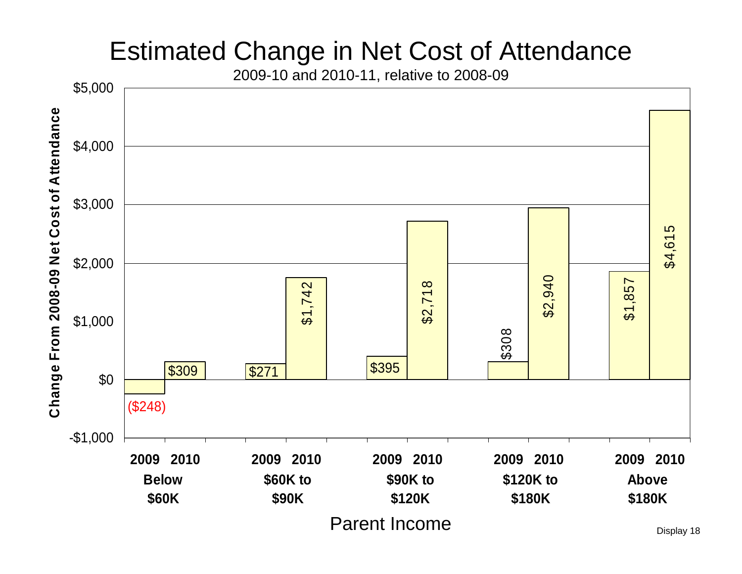# Estimated Change in Net Cost of Attendance

2009-10 and 2010-11, relative to 2008-09

Change From 2008-09 Net Cost of Attendance

$5,000
$4,000
$3,000
$2,000
$1,000
$0
-$1,000

($248)
$309
$271
$1,742
$395
$2,718
$308
$2,940
$1,857
$4,615

2009 2010
Below $60K

2009 2010
$60K to $90K

2009 2010
$90K to $120K

2009 2010
$120K to $180K

2009 2010
Above $180K

Parent Income

Display 18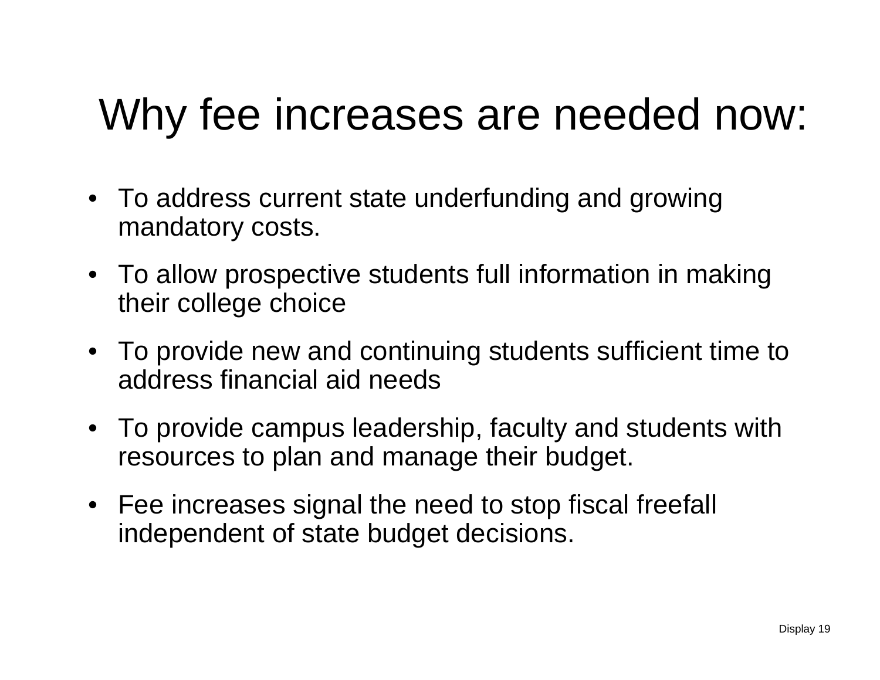# Why fee increases are needed now:

- To address current state underfunding and growing mandatory costs.
- To allow prospective students full information in making their college choice
- To provide new and continuing students sufficient time to address financial aid needs
- To provide campus leadership, faculty and students with resources to plan and manage their budget.
- Fee increases signal the need to stop fiscal freefall independent of state budget decisions.

Display 19